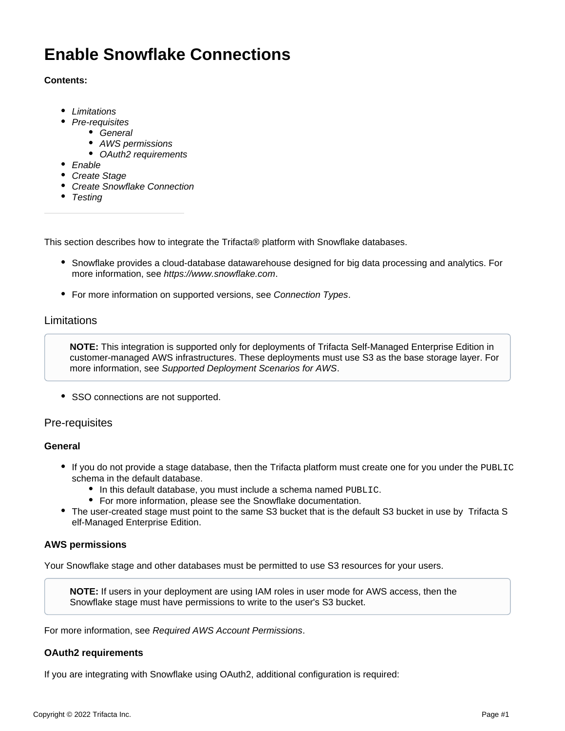# Enable Snowflake Connections

**Contents:**

- *Limitations*
- *Pre-requisites*
  - *General*
  - *AWS permissions*
  - *OAuth2 requirements*
- *Enable*
- *Create Stage*
- *Create Snowflake Connection*
- *Testing*

---

This section describes how to integrate the Trifacta® platform with Snowflake databases.

- Snowflake provides a cloud-database datawarehouse designed for big data processing and analytics. For more information, see *https://www.snowflake.com*.
- For more information on supported versions, see *Connection Types*.

## Limitations

> **NOTE:** This integration is supported only for deployments of Trifacta Self-Managed Enterprise Edition in customer-managed AWS infrastructures. These deployments must use S3 as the base storage layer. For more information, see *Supported Deployment Scenarios for AWS*.

- SSO connections are not supported.

## Pre-requisites

### General

- If you do not provide a stage database, then the Trifacta platform must create one for you under the `PUBLIC` schema in the default database.
  - In this default database, you must include a schema named `PUBLIC`.
  - For more information, please see the Snowflake documentation.
- The user-created stage must point to the same S3 bucket that is the default S3 bucket in use by Trifacta Self-Managed Enterprise Edition.

### AWS permissions

Your Snowflake stage and other databases must be permitted to use S3 resources for your users.

> **NOTE:** If users in your deployment are using IAM roles in user mode for AWS access, then the Snowflake stage must have permissions to write to the user's S3 bucket.

For more information, see *Required AWS Account Permissions*.

### OAuth2 requirements

If you are integrating with Snowflake using OAuth2, additional configuration is required: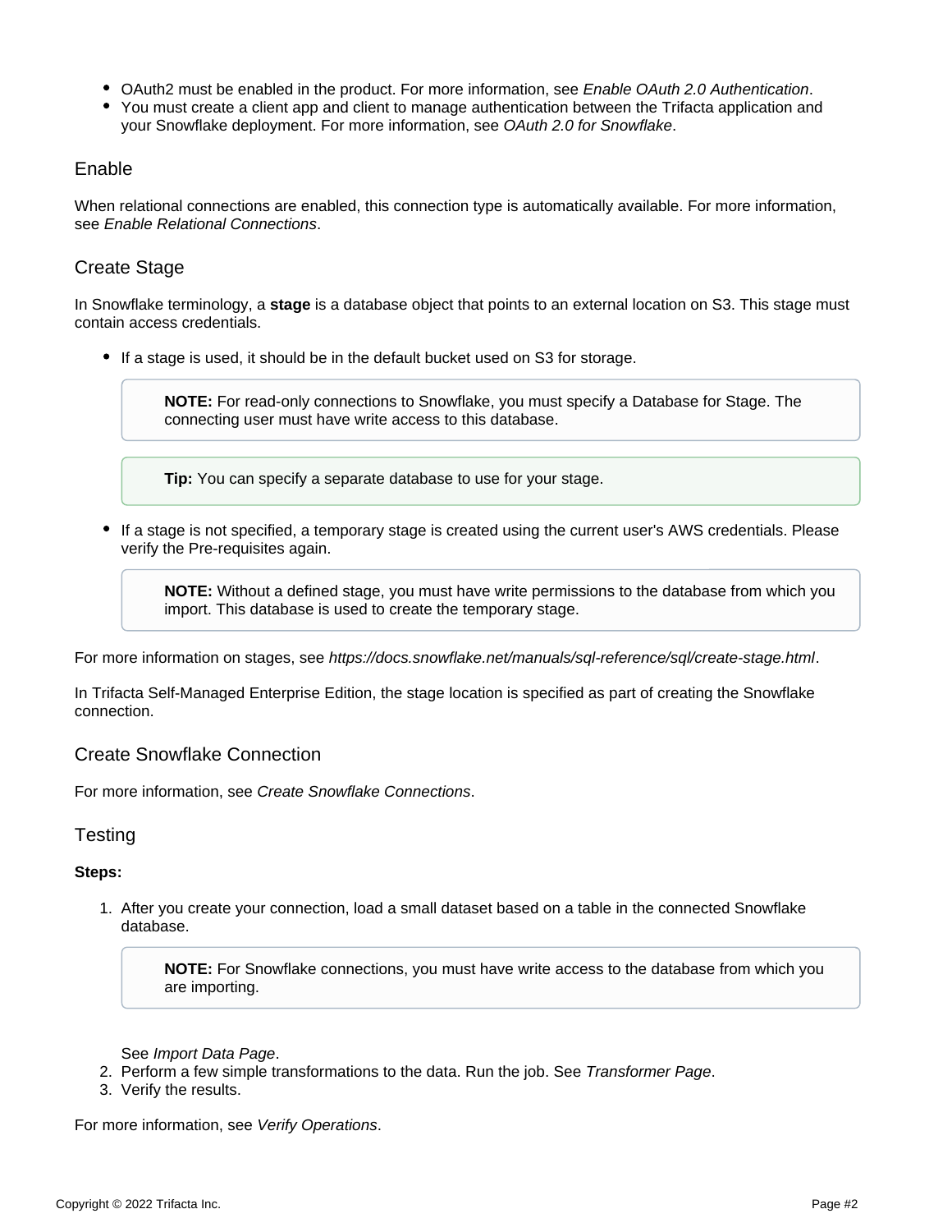- OAuth2 must be enabled in the product. For more information, see *Enable OAuth 2.0 Authentication*.
- You must create a client app and client to manage authentication between the Trifacta application and your Snowflake deployment. For more information, see *OAuth 2.0 for Snowflake*.

### Enable

When relational connections are enabled, this connection type is automatically available. For more information, see *Enable Relational Connections*.

### Create Stage

In Snowflake terminology, a **stage** is a database object that points to an external location on S3. This stage must contain access credentials.

- If a stage is used, it should be in the default bucket used on S3 for storage.

  > **NOTE:** For read-only connections to Snowflake, you must specify a Database for Stage. The connecting user must have write access to this database.

  > **Tip:** You can specify a separate database to use for your stage.

- If a stage is not specified, a temporary stage is created using the current user's AWS credentials. Please verify the Pre-requisites again.

  > **NOTE:** Without a defined stage, you must have write permissions to the database from which you import. This database is used to create the temporary stage.

For more information on stages, see *https://docs.snowflake.net/manuals/sql-reference/sql/create-stage.html*.

In Trifacta Self-Managed Enterprise Edition, the stage location is specified as part of creating the Snowflake connection.

### Create Snowflake Connection

For more information, see *Create Snowflake Connections*.

### Testing

**Steps:**

1. After you create your connection, load a small dataset based on a table in the connected Snowflake database.

   > **NOTE:** For Snowflake connections, you must have write access to the database from which you are importing.

   See *Import Data Page*.
2. Perform a few simple transformations to the data. Run the job. See *Transformer Page*.
3. Verify the results.

For more information, see *Verify Operations*.